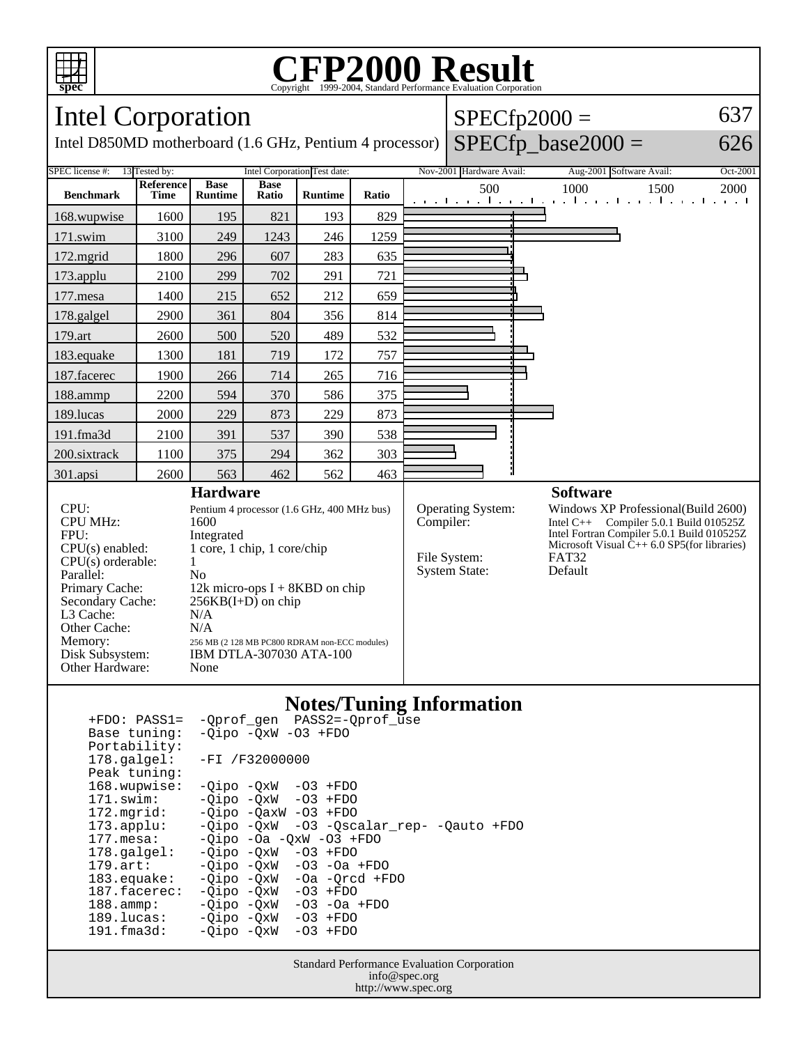# CFP2000 Result

Copyright 1999-2004, Standard Performance Evaluation Corporation

## Intel Corporation

Intel D850MD motherboard (1.6 GHz, Pentium 4 processor)

SPECfp2000 = 637

SPECfp_base2000 = 626

SPEC license #: 13 | Tested by: Intel Corporation | Test date: Nov-2001 | Hardware Avail: Aug-2001 | Software Avail: Oct-2001

| Benchmark | Reference Time | Base Runtime | Base Ratio | Runtime | Ratio |
|---|---|---|---|---|---|
| 168.wupwise | 1600 | 195 | 821 | 193 | 829 |
| 171.swim | 3100 | 249 | 1243 | 246 | 1259 |
| 172.mgrid | 1800 | 296 | 607 | 283 | 635 |
| 173.applu | 2100 | 299 | 702 | 291 | 721 |
| 177.mesa | 1400 | 215 | 652 | 212 | 659 |
| 178.galgel | 2900 | 361 | 804 | 356 | 814 |
| 179.art | 2600 | 500 | 520 | 489 | 532 |
| 183.equake | 1300 | 181 | 719 | 172 | 757 |
| 187.facerec | 1900 | 266 | 714 | 265 | 716 |
| 188.ammp | 2200 | 594 | 370 | 586 | 375 |
| 189.lucas | 2000 | 229 | 873 | 229 | 873 |
| 191.fma3d | 2100 | 391 | 537 | 390 | 538 |
| 200.sixtrack | 1100 | 375 | 294 | 362 | 303 |
| 301.apsi | 2600 | 563 | 462 | 562 | 463 |

### Hardware

| | |
|---|---|
| CPU: | Pentium 4 processor (1.6 GHz, 400 MHz bus) |
| CPU MHz: | 1600 |
| FPU: | Integrated |
| CPU(s) enabled: | 1 core, 1 chip, 1 core/chip |
| CPU(s) orderable: | 1 |
| Parallel: | No |
| Primary Cache: | 12k micro-ops I + 8KBD on chip |
| Secondary Cache: | 256KB(I+D) on chip |
| L3 Cache: | N/A |
| Other Cache: | N/A |
| Memory: | 256 MB (2 128 MB PC800 RDRAM non-ECC modules) |
| Disk Subsystem: | IBM DTLA-307030 ATA-100 |
| Other Hardware: | None |

### Software

| | |
|---|---|
| Operating System: | Windows XP Professional(Build 2600) |
| Compiler: | Intel C++ Compiler 5.0.1 Build 010525Z<br>Intel Fortran Compiler 5.0.1 Build 010525Z<br>Microsoft Visual C++ 6.0 SP5(for libraries) |
| File System: | FAT32 |
| System State: | Default |

### Notes/Tuning Information

```
+FDO: PASS1=  -Qprof_gen  PASS2=-Qprof_use
Base tuning:  -Qipo -QxW -O3 +FDO
Portability:
178.galgel:   -FI /F32000000
Peak tuning:
168.wupwise:  -Qipo -QxW  -O3 +FDO
171.swim:     -Qipo -QxW  -O3 +FDO
172.mgrid:    -Qipo -QaxW -O3 +FDO
173.applu:    -Qipo -QxW  -O3 -Qscalar_rep- -Qauto +FDO
177.mesa:     -Qipo -Oa -QxW -O3 +FDO
178.galgel:   -Qipo -QxW  -O3 +FDO
179.art:      -Qipo -QxW  -O3 -Oa +FDO
183.equake:   -Qipo -QxW  -Oa -Qrcd +FDO
187.facerec:  -Qipo -QxW  -O3 +FDO
188.ammp:     -Qipo -QxW  -O3 -Oa +FDO
189.lucas:    -Qipo -QxW  -O3 +FDO
191.fma3d:    -Qipo -QxW  -O3 +FDO
```

Standard Performance Evaluation Corporation
info@spec.org
http://www.spec.org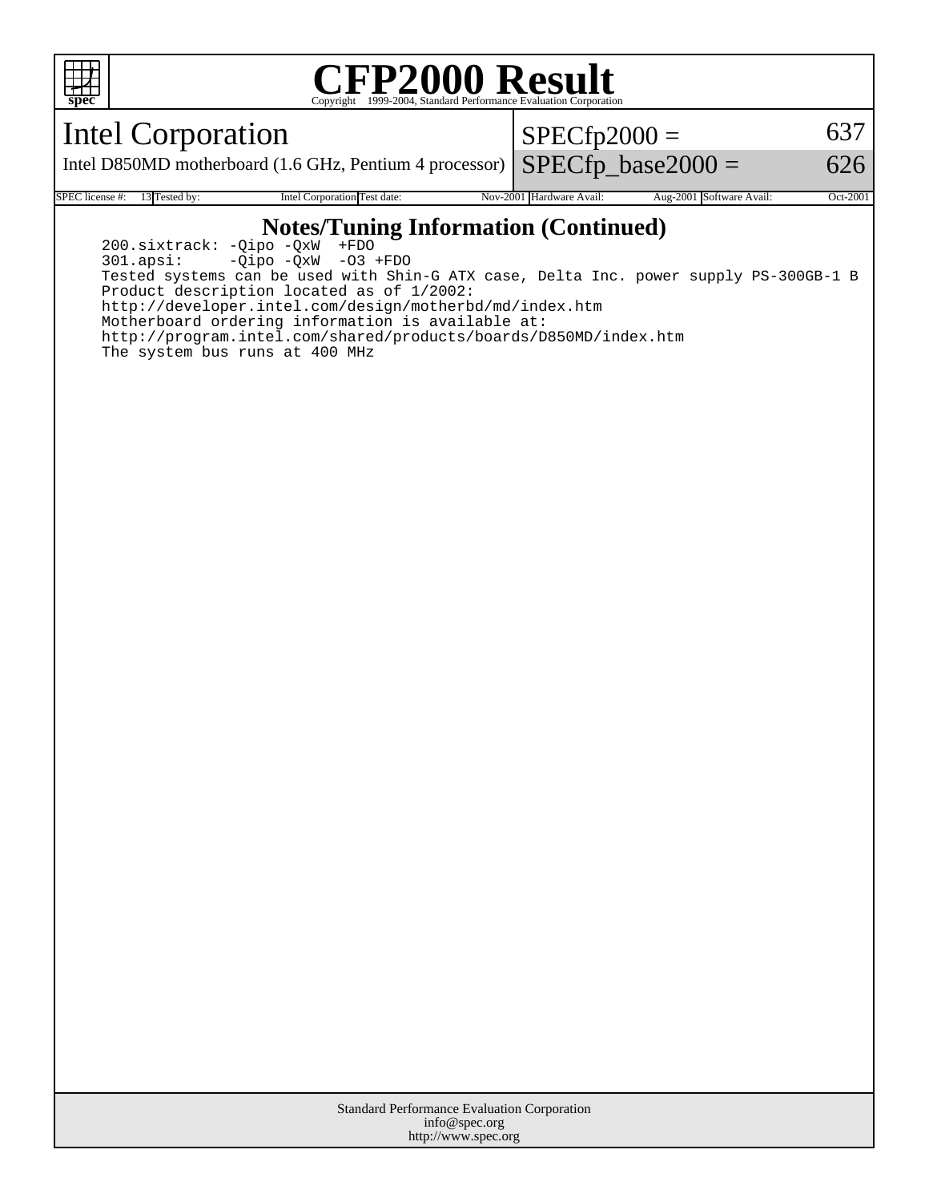# CFP2000 Result

Copyright 1999-2004, Standard Performance Evaluation Corporation

## Intel Corporation

Intel D850MD motherboard (1.6 GHz, Pentium 4 processor)

SPECfp2000 = 637

SPECfp_base2000 = 626

| SPEC license #: | 13 | Tested by: | Intel Corporation | Test date: | Nov-2001 | Hardware Avail: | Aug-2001 | Software Avail: | Oct-2001 |
|---|---|---|---|---|---|---|---|---|---|

### Notes/Tuning Information (Continued)

```
200.sixtrack: -Qipo -QxW  +FDO
301.apsi:     -Qipo -QxW  -O3 +FDO
Tested systems can be used with Shin-G ATX case, Delta Inc. power supply PS-300GB-1 B
Product description located as of 1/2002:
http://developer.intel.com/design/motherbd/md/index.htm
Motherboard ordering information is available at:
http://program.intel.com/shared/products/boards/D850MD/index.htm
The system bus runs at 400 MHz
```

Standard Performance Evaluation Corporation
info@spec.org
http://www.spec.org